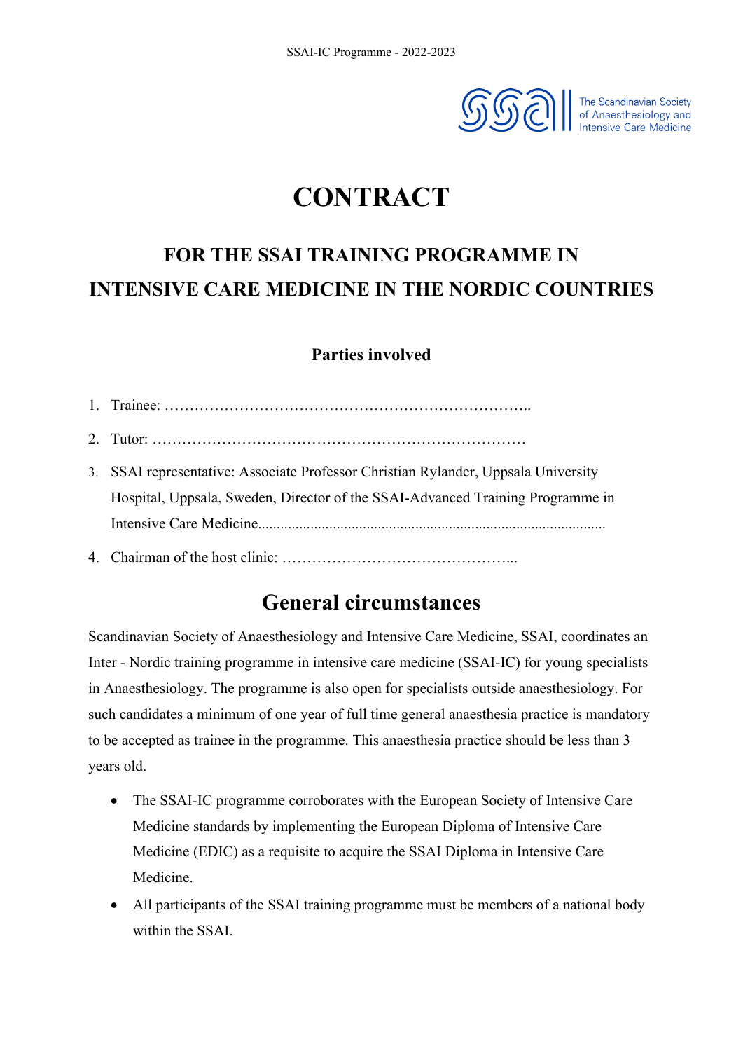# CONTRACT

## FOR THE SSAI TRAINING PROGRAMME IN INTENSIVE CARE MEDICINE IN THE NORDIC COUNTRIES

### Parties involved

1. Trainee: ………………………………………………………………..
2. Tutor: …………………………………………………………………
3. SSAI representative: Associate Professor Christian Rylander, Uppsala University Hospital, Uppsala, Sweden, Director of the SSAI-Advanced Training Programme in Intensive Care Medicine...........................................................................................
4. Chairman of the host clinic: ………………………………………...

## General circumstances

Scandinavian Society of Anaesthesiology and Intensive Care Medicine, SSAI, coordinates an Inter - Nordic training programme in intensive care medicine (SSAI-IC) for young specialists in Anaesthesiology. The programme is also open for specialists outside anaesthesiology. For such candidates a minimum of one year of full time general anaesthesia practice is mandatory to be accepted as trainee in the programme. This anaesthesia practice should be less than 3 years old.

- The SSAI-IC programme corroborates with the European Society of Intensive Care Medicine standards by implementing the European Diploma of Intensive Care Medicine (EDIC) as a requisite to acquire the SSAI Diploma in Intensive Care Medicine.
- All participants of the SSAI training programme must be members of a national body within the SSAI.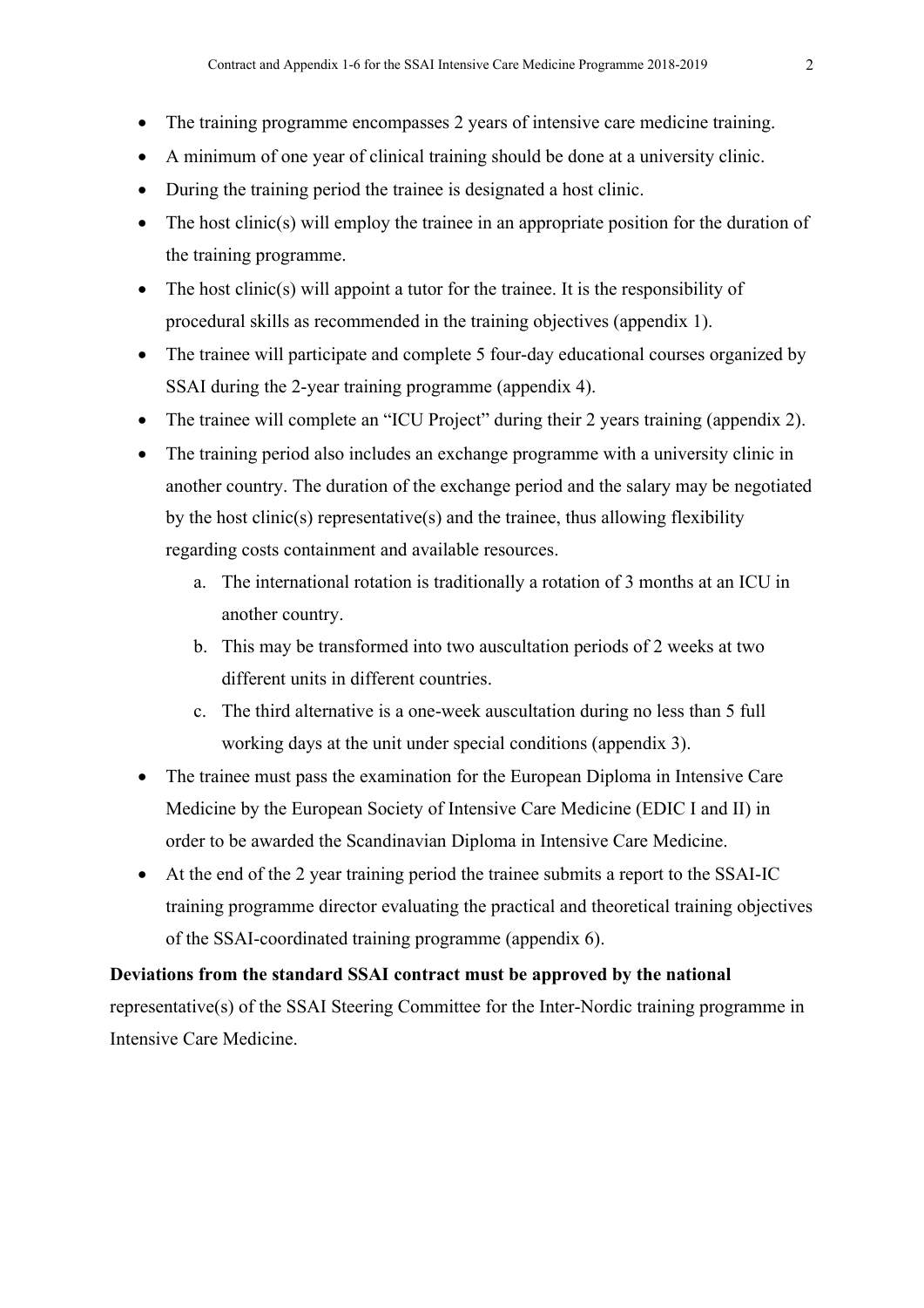- The training programme encompasses 2 years of intensive care medicine training.
- A minimum of one year of clinical training should be done at a university clinic.
- During the training period the trainee is designated a host clinic.
- The host clinic(s) will employ the trainee in an appropriate position for the duration of the training programme.
- The host clinic(s) will appoint a tutor for the trainee. It is the responsibility of procedural skills as recommended in the training objectives (appendix 1).
- The trainee will participate and complete 5 four-day educational courses organized by SSAI during the 2-year training programme (appendix 4).
- The trainee will complete an "ICU Project" during their 2 years training (appendix 2).
- The training period also includes an exchange programme with a university clinic in another country. The duration of the exchange period and the salary may be negotiated by the host clinic(s) representative(s) and the trainee, thus allowing flexibility regarding costs containment and available resources.
    a. The international rotation is traditionally a rotation of 3 months at an ICU in another country.
    b. This may be transformed into two auscultation periods of 2 weeks at two different units in different countries.
    c. The third alternative is a one-week auscultation during no less than 5 full working days at the unit under special conditions (appendix 3).
- The trainee must pass the examination for the European Diploma in Intensive Care Medicine by the European Society of Intensive Care Medicine (EDIC I and II) in order to be awarded the Scandinavian Diploma in Intensive Care Medicine.
- At the end of the 2 year training period the trainee submits a report to the SSAI-IC training programme director evaluating the practical and theoretical training objectives of the SSAI-coordinated training programme (appendix 6).

**Deviations from the standard SSAI contract must be approved by the national** representative(s) of the SSAI Steering Committee for the Inter-Nordic training programme in Intensive Care Medicine.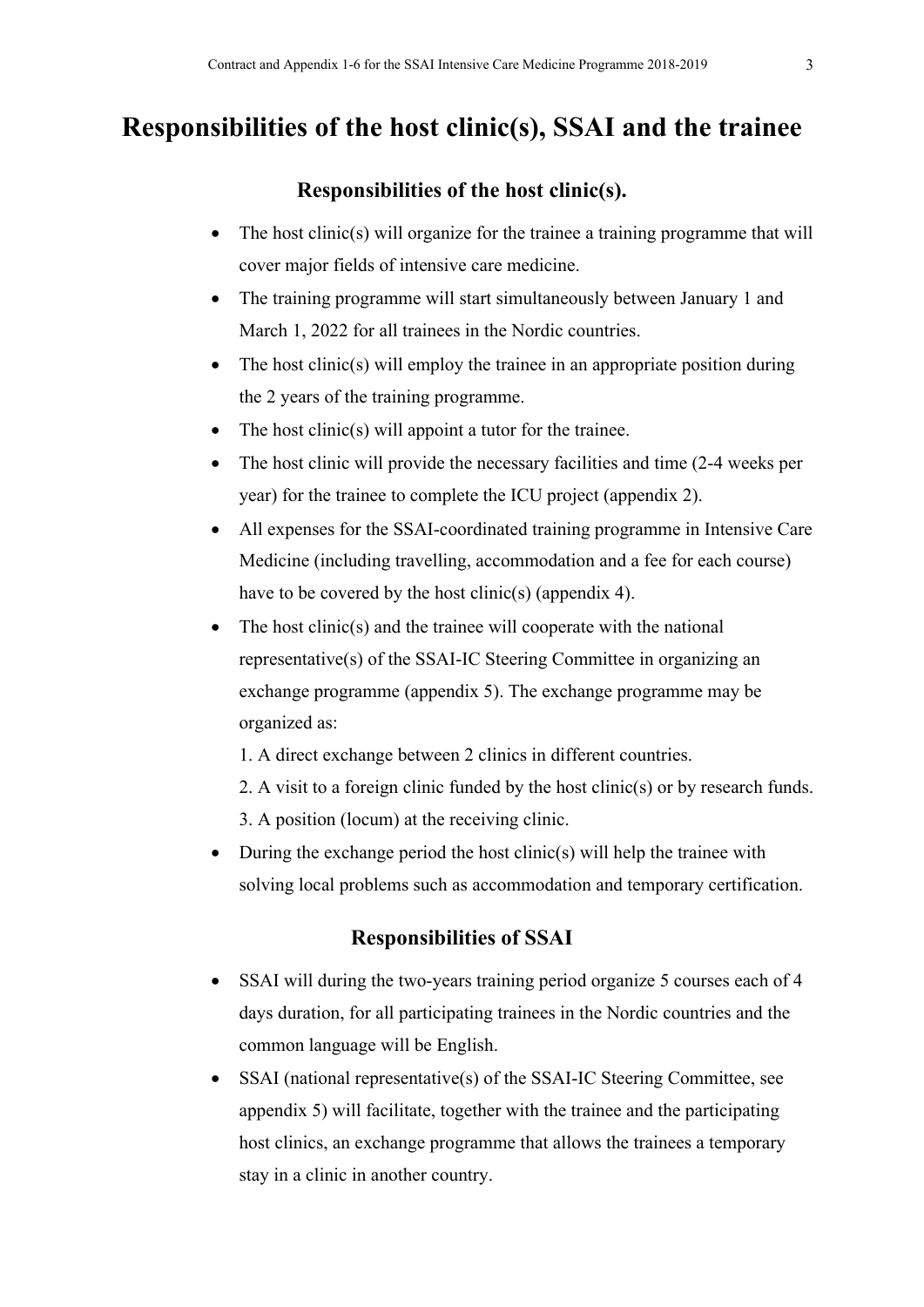# Responsibilities of the host clinic(s), SSAI and the trainee

## Responsibilities of the host clinic(s).

- The host clinic(s) will organize for the trainee a training programme that will cover major fields of intensive care medicine.
- The training programme will start simultaneously between January 1 and March 1, 2022 for all trainees in the Nordic countries.
- The host clinic(s) will employ the trainee in an appropriate position during the 2 years of the training programme.
- The host clinic(s) will appoint a tutor for the trainee.
- The host clinic will provide the necessary facilities and time (2-4 weeks per year) for the trainee to complete the ICU project (appendix 2).
- All expenses for the SSAI-coordinated training programme in Intensive Care Medicine (including travelling, accommodation and a fee for each course) have to be covered by the host clinic(s) (appendix 4).
- The host clinic(s) and the trainee will cooperate with the national representative(s) of the SSAI-IC Steering Committee in organizing an exchange programme (appendix 5). The exchange programme may be organized as:

  1. A direct exchange between 2 clinics in different countries.
  2. A visit to a foreign clinic funded by the host clinic(s) or by research funds.
  3. A position (locum) at the receiving clinic.
- During the exchange period the host clinic(s) will help the trainee with solving local problems such as accommodation and temporary certification.

## Responsibilities of SSAI

- SSAI will during the two-years training period organize 5 courses each of 4 days duration, for all participating trainees in the Nordic countries and the common language will be English.
- SSAI (national representative(s) of the SSAI-IC Steering Committee, see appendix 5) will facilitate, together with the trainee and the participating host clinics, an exchange programme that allows the trainees a temporary stay in a clinic in another country.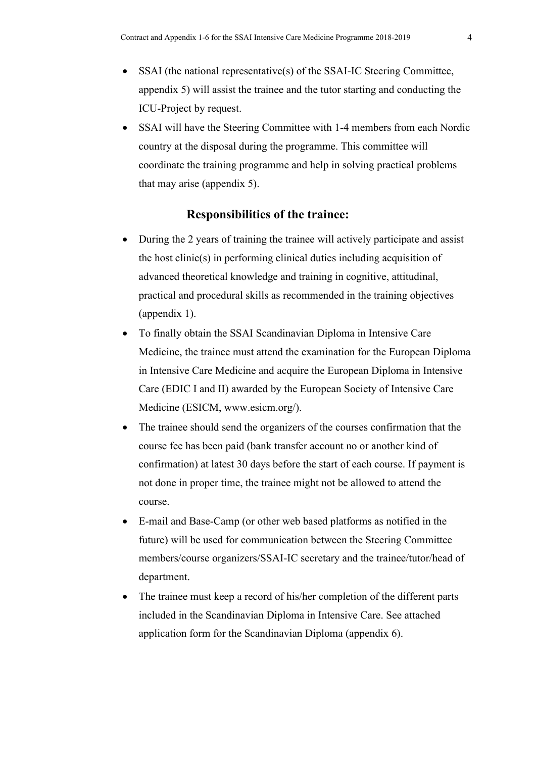- SSAI (the national representative(s) of the SSAI-IC Steering Committee, appendix 5) will assist the trainee and the tutor starting and conducting the ICU-Project by request.
- SSAI will have the Steering Committee with 1-4 members from each Nordic country at the disposal during the programme. This committee will coordinate the training programme and help in solving practical problems that may arise (appendix 5).

## Responsibilities of the trainee:

- During the 2 years of training the trainee will actively participate and assist the host clinic(s) in performing clinical duties including acquisition of advanced theoretical knowledge and training in cognitive, attitudinal, practical and procedural skills as recommended in the training objectives (appendix 1).
- To finally obtain the SSAI Scandinavian Diploma in Intensive Care Medicine, the trainee must attend the examination for the European Diploma in Intensive Care Medicine and acquire the European Diploma in Intensive Care (EDIC I and II) awarded by the European Society of Intensive Care Medicine (ESICM, www.esicm.org/).
- The trainee should send the organizers of the courses confirmation that the course fee has been paid (bank transfer account no or another kind of confirmation) at latest 30 days before the start of each course. If payment is not done in proper time, the trainee might not be allowed to attend the course.
- E-mail and Base-Camp (or other web based platforms as notified in the future) will be used for communication between the Steering Committee members/course organizers/SSAI-IC secretary and the trainee/tutor/head of department.
- The trainee must keep a record of his/her completion of the different parts included in the Scandinavian Diploma in Intensive Care. See attached application form for the Scandinavian Diploma (appendix 6).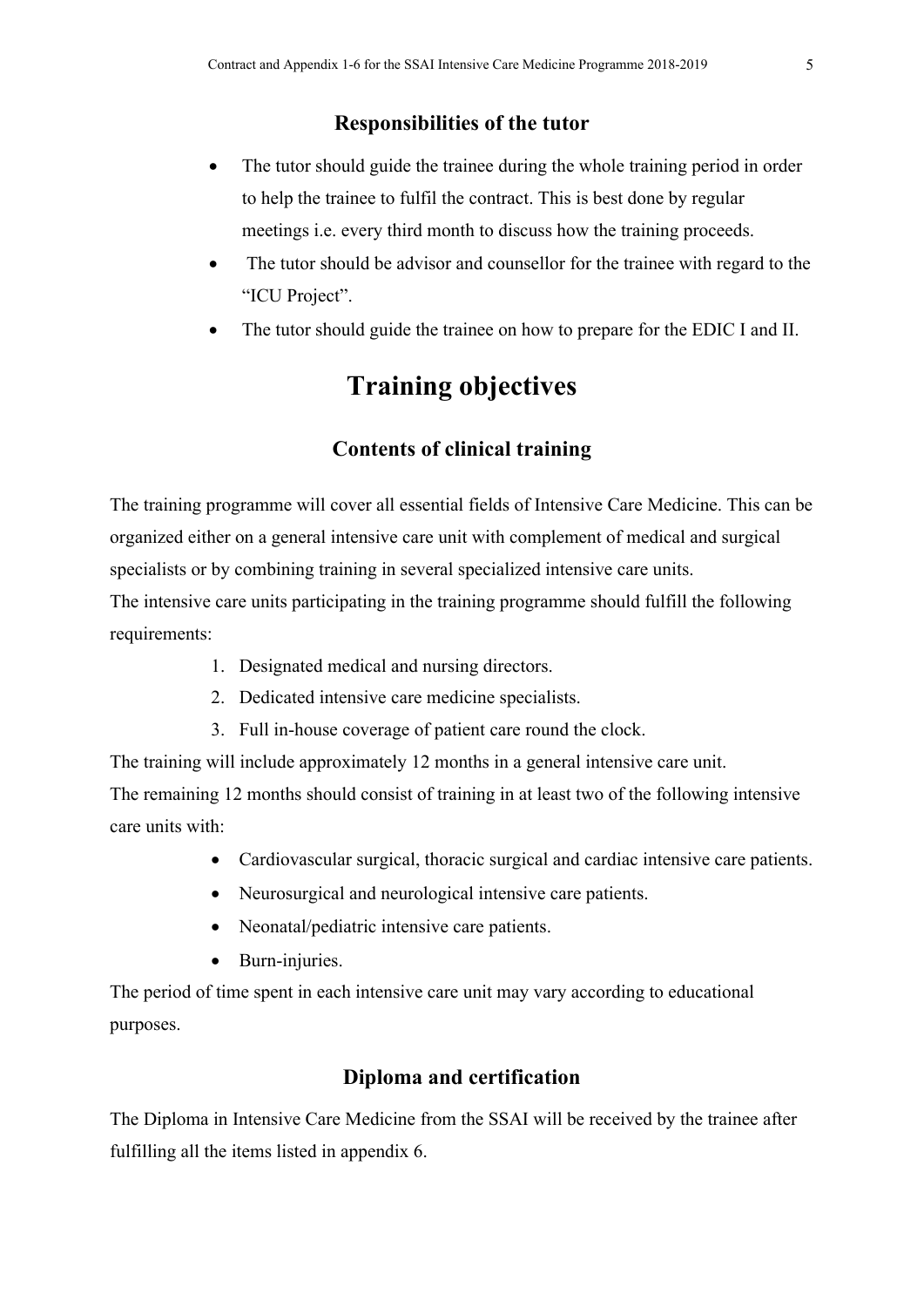### Responsibilities of the tutor

- The tutor should guide the trainee during the whole training period in order to help the trainee to fulfil the contract. This is best done by regular meetings i.e. every third month to discuss how the training proceeds.
- The tutor should be advisor and counsellor for the trainee with regard to the "ICU Project".
- The tutor should guide the trainee on how to prepare for the EDIC I and II.

## Training objectives

### Contents of clinical training

The training programme will cover all essential fields of Intensive Care Medicine. This can be organized either on a general intensive care unit with complement of medical and surgical specialists or by combining training in several specialized intensive care units.
The intensive care units participating in the training programme should fulfill the following requirements:

1. Designated medical and nursing directors.
2. Dedicated intensive care medicine specialists.
3. Full in-house coverage of patient care round the clock.

The training will include approximately 12 months in a general intensive care unit.
The remaining 12 months should consist of training in at least two of the following intensive care units with:

- Cardiovascular surgical, thoracic surgical and cardiac intensive care patients.
- Neurosurgical and neurological intensive care patients.
- Neonatal/pediatric intensive care patients.
- Burn-injuries.

The period of time spent in each intensive care unit may vary according to educational purposes.

### Diploma and certification

The Diploma in Intensive Care Medicine from the SSAI will be received by the trainee after fulfilling all the items listed in appendix 6.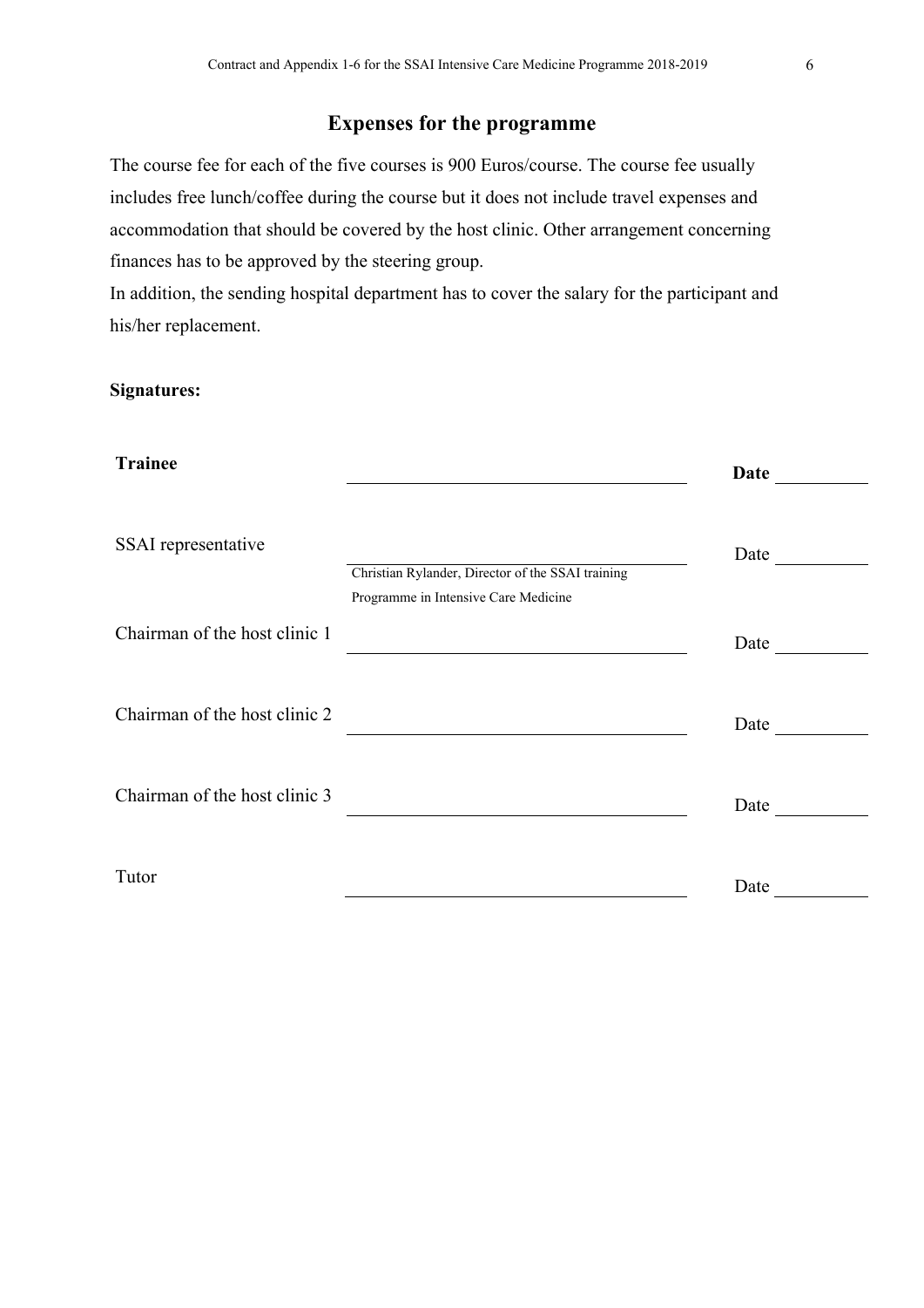## Expenses for the programme

The course fee for each of the five courses is 900 Euros/course. The course fee usually includes free lunch/coffee during the course but it does not include travel expenses and accommodation that should be covered by the host clinic. Other arrangement concerning finances has to be approved by the steering group.

In addition, the sending hospital department has to cover the salary for the participant and his/her replacement.

**Signatures:**

| | | |
|---|---|---|
| **Trainee** | ______________________________ | **Date** ________ |
| SSAI representative | ______________________________<br>Christian Rylander, Director of the SSAI training Programme in Intensive Care Medicine | Date ________ |
| Chairman of the host clinic 1 | ______________________________ | Date ________ |
| Chairman of the host clinic 2 | ______________________________ | Date ________ |
| Chairman of the host clinic 3 | ______________________________ | Date ________ |
| Tutor | ______________________________ | Date ________ |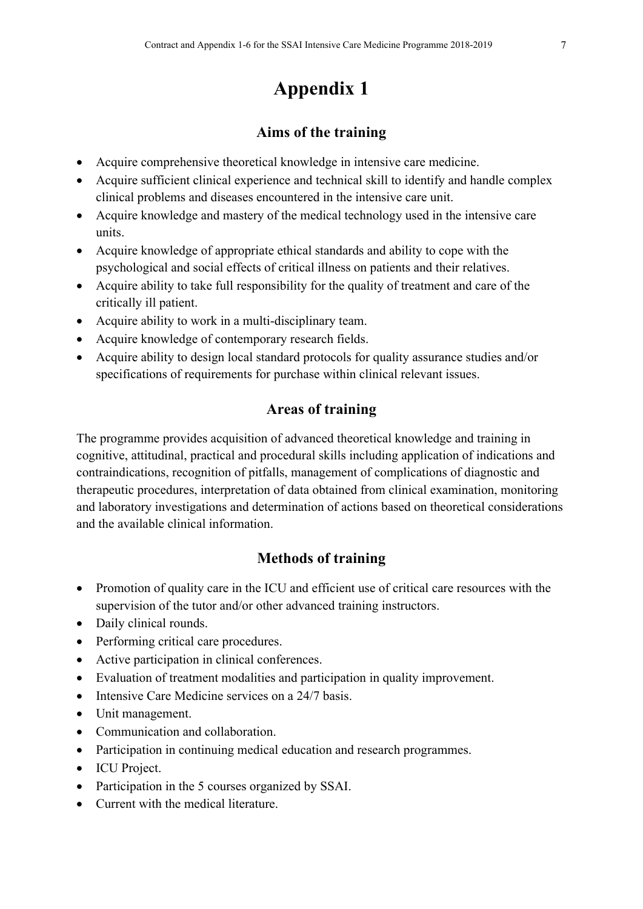# Appendix 1

## Aims of the training

- Acquire comprehensive theoretical knowledge in intensive care medicine.
- Acquire sufficient clinical experience and technical skill to identify and handle complex clinical problems and diseases encountered in the intensive care unit.
- Acquire knowledge and mastery of the medical technology used in the intensive care units.
- Acquire knowledge of appropriate ethical standards and ability to cope with the psychological and social effects of critical illness on patients and their relatives.
- Acquire ability to take full responsibility for the quality of treatment and care of the critically ill patient.
- Acquire ability to work in a multi-disciplinary team.
- Acquire knowledge of contemporary research fields.
- Acquire ability to design local standard protocols for quality assurance studies and/or specifications of requirements for purchase within clinical relevant issues.

## Areas of training

The programme provides acquisition of advanced theoretical knowledge and training in cognitive, attitudinal, practical and procedural skills including application of indications and contraindications, recognition of pitfalls, management of complications of diagnostic and therapeutic procedures, interpretation of data obtained from clinical examination, monitoring and laboratory investigations and determination of actions based on theoretical considerations and the available clinical information.

## Methods of training

- Promotion of quality care in the ICU and efficient use of critical care resources with the supervision of the tutor and/or other advanced training instructors.
- Daily clinical rounds.
- Performing critical care procedures.
- Active participation in clinical conferences.
- Evaluation of treatment modalities and participation in quality improvement.
- Intensive Care Medicine services on a 24/7 basis.
- Unit management.
- Communication and collaboration.
- Participation in continuing medical education and research programmes.
- ICU Project.
- Participation in the 5 courses organized by SSAI.
- Current with the medical literature.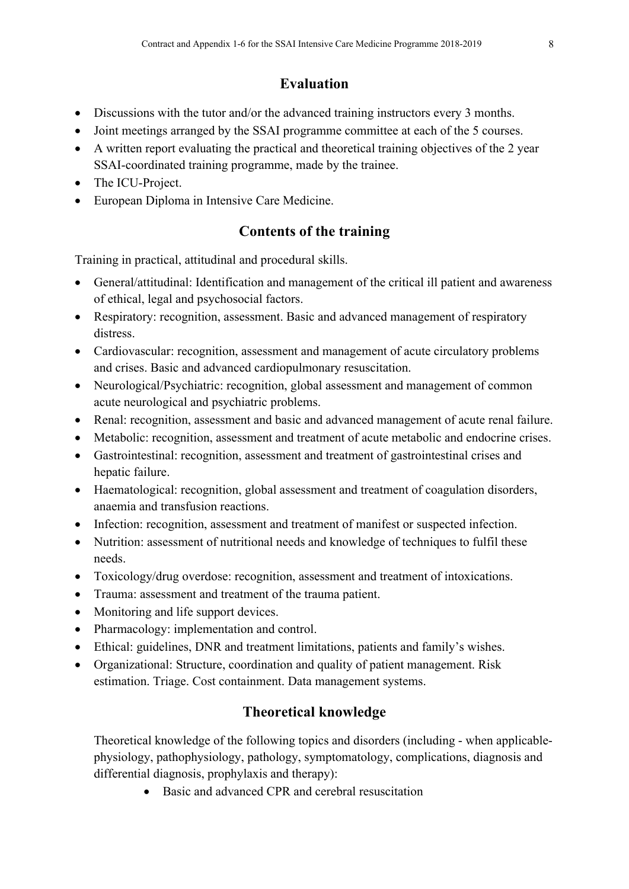## Evaluation

- Discussions with the tutor and/or the advanced training instructors every 3 months.
- Joint meetings arranged by the SSAI programme committee at each of the 5 courses.
- A written report evaluating the practical and theoretical training objectives of the 2 year SSAI-coordinated training programme, made by the trainee.
- The ICU-Project.
- European Diploma in Intensive Care Medicine.

## Contents of the training

Training in practical, attitudinal and procedural skills.

- General/attitudinal: Identification and management of the critical ill patient and awareness of ethical, legal and psychosocial factors.
- Respiratory: recognition, assessment. Basic and advanced management of respiratory distress.
- Cardiovascular: recognition, assessment and management of acute circulatory problems and crises. Basic and advanced cardiopulmonary resuscitation.
- Neurological/Psychiatric: recognition, global assessment and management of common acute neurological and psychiatric problems.
- Renal: recognition, assessment and basic and advanced management of acute renal failure.
- Metabolic: recognition, assessment and treatment of acute metabolic and endocrine crises.
- Gastrointestinal: recognition, assessment and treatment of gastrointestinal crises and hepatic failure.
- Haematological: recognition, global assessment and treatment of coagulation disorders, anaemia and transfusion reactions.
- Infection: recognition, assessment and treatment of manifest or suspected infection.
- Nutrition: assessment of nutritional needs and knowledge of techniques to fulfil these needs.
- Toxicology/drug overdose: recognition, assessment and treatment of intoxications.
- Trauma: assessment and treatment of the trauma patient.
- Monitoring and life support devices.
- Pharmacology: implementation and control.
- Ethical: guidelines, DNR and treatment limitations, patients and family's wishes.
- Organizational: Structure, coordination and quality of patient management. Risk estimation. Triage. Cost containment. Data management systems.

## Theoretical knowledge

Theoretical knowledge of the following topics and disorders (including - when applicable- physiology, pathophysiology, pathology, symptomatology, complications, diagnosis and differential diagnosis, prophylaxis and therapy):

- Basic and advanced CPR and cerebral resuscitation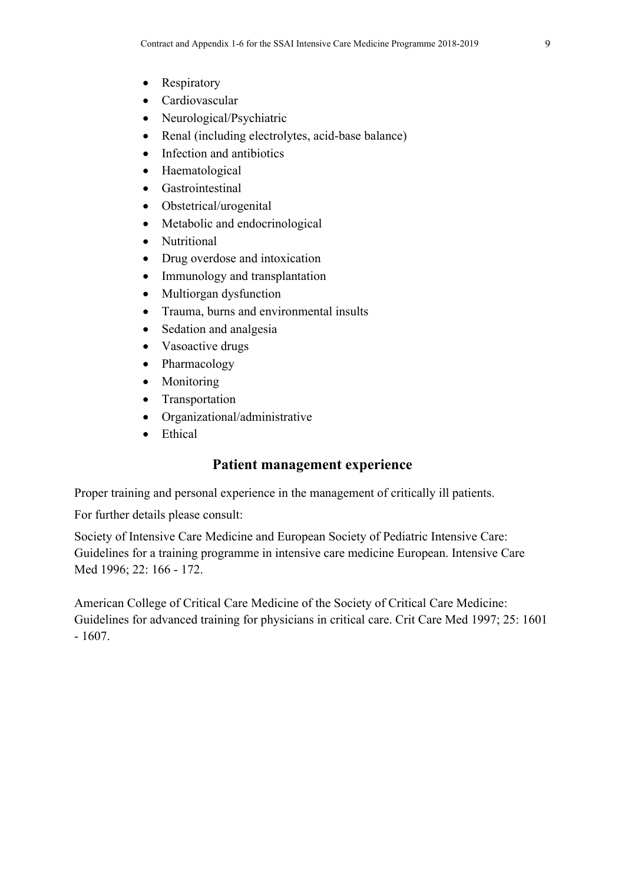- Respiratory
- Cardiovascular
- Neurological/Psychiatric
- Renal (including electrolytes, acid-base balance)
- Infection and antibiotics
- Haematological
- Gastrointestinal
- Obstetrical/urogenital
- Metabolic and endocrinological
- Nutritional
- Drug overdose and intoxication
- Immunology and transplantation
- Multiorgan dysfunction
- Trauma, burns and environmental insults
- Sedation and analgesia
- Vasoactive drugs
- Pharmacology
- Monitoring
- Transportation
- Organizational/administrative
- Ethical

## Patient management experience

Proper training and personal experience in the management of critically ill patients.

For further details please consult:

Society of Intensive Care Medicine and European Society of Pediatric Intensive Care: Guidelines for a training programme in intensive care medicine European. Intensive Care Med 1996; 22: 166 - 172.

American College of Critical Care Medicine of the Society of Critical Care Medicine: Guidelines for advanced training for physicians in critical care. Crit Care Med 1997; 25: 1601 - 1607.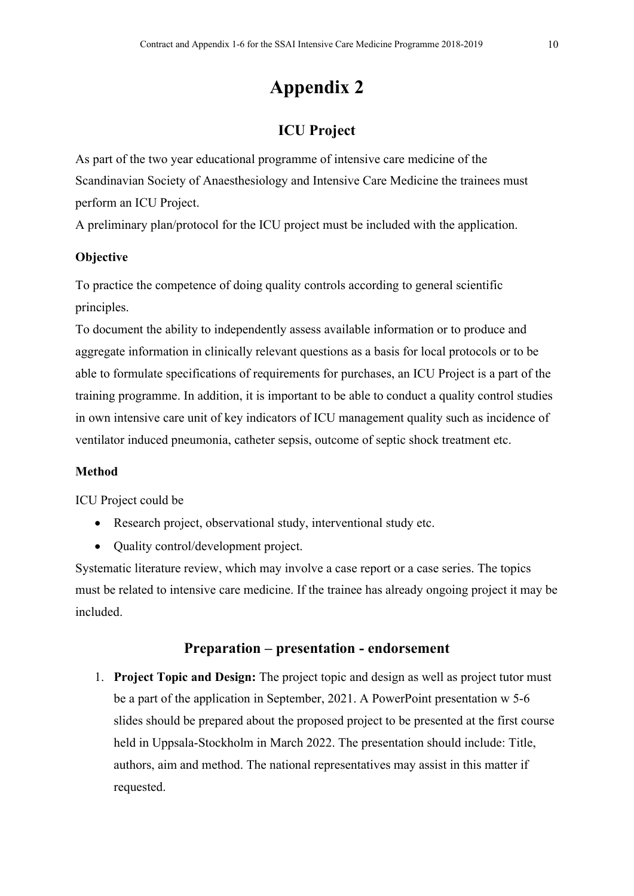# Appendix 2

## ICU Project

As part of the two year educational programme of intensive care medicine of the Scandinavian Society of Anaesthesiology and Intensive Care Medicine the trainees must perform an ICU Project.
A preliminary plan/protocol for the ICU project must be included with the application.

### Objective

To practice the competence of doing quality controls according to general scientific principles.
To document the ability to independently assess available information or to produce and aggregate information in clinically relevant questions as a basis for local protocols or to be able to formulate specifications of requirements for purchases, an ICU Project is a part of the training programme. In addition, it is important to be able to conduct a quality control studies in own intensive care unit of key indicators of ICU management quality such as incidence of ventilator induced pneumonia, catheter sepsis, outcome of septic shock treatment etc.

### Method

ICU Project could be

- Research project, observational study, interventional study etc.
- Quality control/development project.

Systematic literature review, which may involve a case report or a case series. The topics must be related to intensive care medicine. If the trainee has already ongoing project it may be included.

## Preparation – presentation - endorsement

1. **Project Topic and Design:** The project topic and design as well as project tutor must be a part of the application in September, 2021. A PowerPoint presentation w 5-6 slides should be prepared about the proposed project to be presented at the first course held in Uppsala-Stockholm in March 2022. The presentation should include: Title, authors, aim and method. The national representatives may assist in this matter if requested.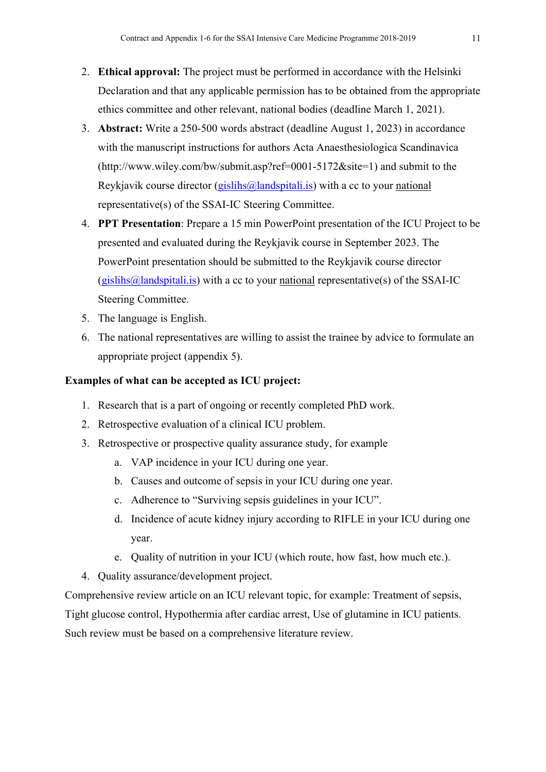2. **Ethical approval:** The project must be performed in accordance with the Helsinki Declaration and that any applicable permission has to be obtained from the appropriate ethics committee and other relevant, national bodies (deadline March 1, 2021).
3. **Abstract:** Write a 250-500 words abstract (deadline August 1, 2023) in accordance with the manuscript instructions for authors Acta Anaesthesiologica Scandinavica (http://www.wiley.com/bw/submit.asp?ref=0001-5172&site=1) and submit to the Reykjavik course director (gislihs@landspitali.is) with a cc to your national representative(s) of the SSAI-IC Steering Committee.
4. **PPT Presentation**: Prepare a 15 min PowerPoint presentation of the ICU Project to be presented and evaluated during the Reykjavik course in September 2023. The PowerPoint presentation should be submitted to the Reykjavik course director (gislihs@landspitali.is) with a cc to your national representative(s) of the SSAI-IC Steering Committee.
5. The language is English.
6. The national representatives are willing to assist the trainee by advice to formulate an appropriate project (appendix 5).

**Examples of what can be accepted as ICU project:**

1. Research that is a part of ongoing or recently completed PhD work.
2. Retrospective evaluation of a clinical ICU problem.
3. Retrospective or prospective quality assurance study, for example
   a. VAP incidence in your ICU during one year.
   b. Causes and outcome of sepsis in your ICU during one year.
   c. Adherence to "Surviving sepsis guidelines in your ICU".
   d. Incidence of acute kidney injury according to RIFLE in your ICU during one year.
   e. Quality of nutrition in your ICU (which route, how fast, how much etc.).
4. Quality assurance/development project.

Comprehensive review article on an ICU relevant topic, for example: Treatment of sepsis, Tight glucose control, Hypothermia after cardiac arrest, Use of glutamine in ICU patients. Such review must be based on a comprehensive literature review.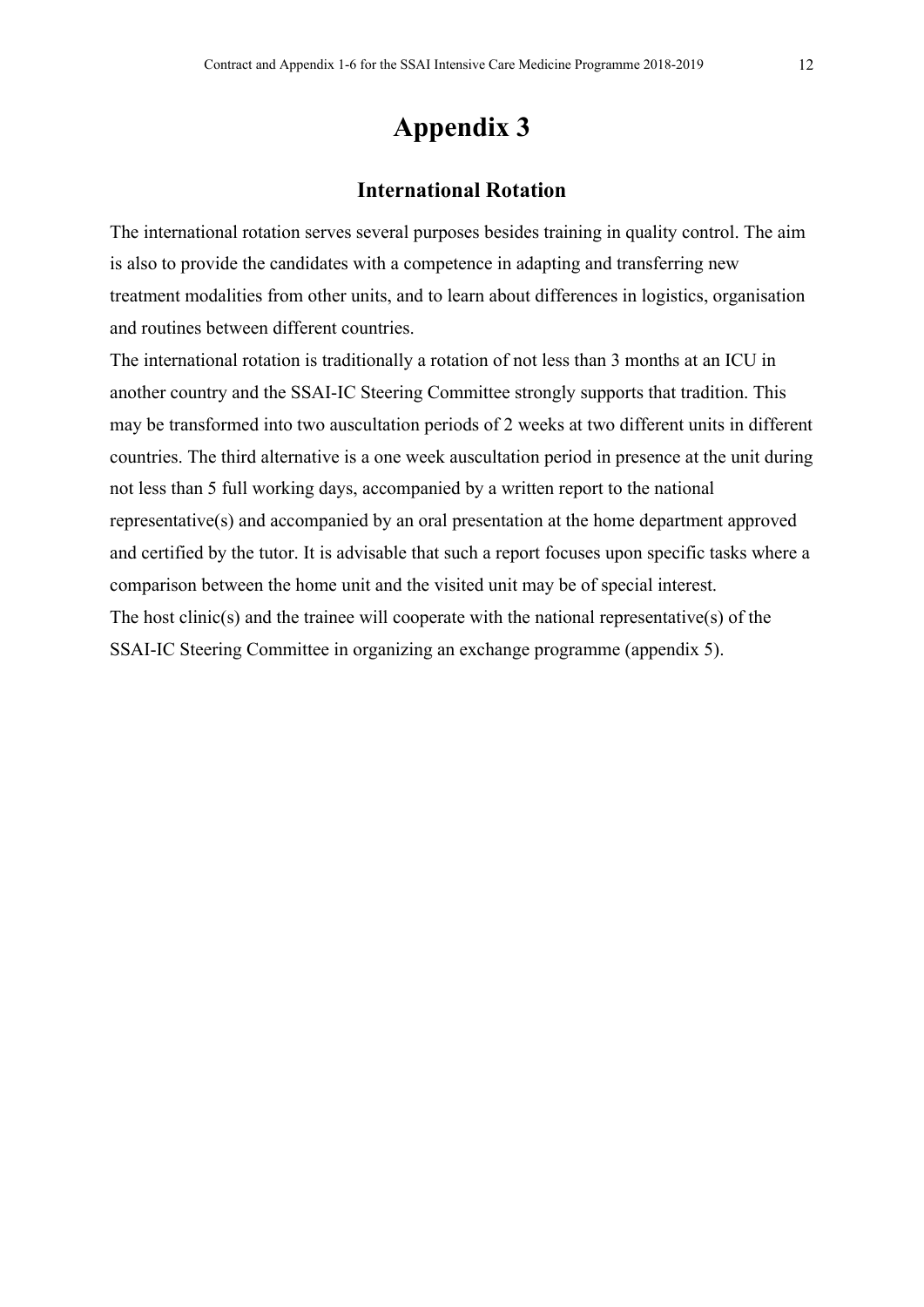# Appendix 3

## International Rotation

The international rotation serves several purposes besides training in quality control. The aim is also to provide the candidates with a competence in adapting and transferring new treatment modalities from other units, and to learn about differences in logistics, organisation and routines between different countries.

The international rotation is traditionally a rotation of not less than 3 months at an ICU in another country and the SSAI-IC Steering Committee strongly supports that tradition. This may be transformed into two auscultation periods of 2 weeks at two different units in different countries. The third alternative is a one week auscultation period in presence at the unit during not less than 5 full working days, accompanied by a written report to the national representative(s) and accompanied by an oral presentation at the home department approved and certified by the tutor. It is advisable that such a report focuses upon specific tasks where a comparison between the home unit and the visited unit may be of special interest.

The host clinic(s) and the trainee will cooperate with the national representative(s) of the SSAI-IC Steering Committee in organizing an exchange programme (appendix 5).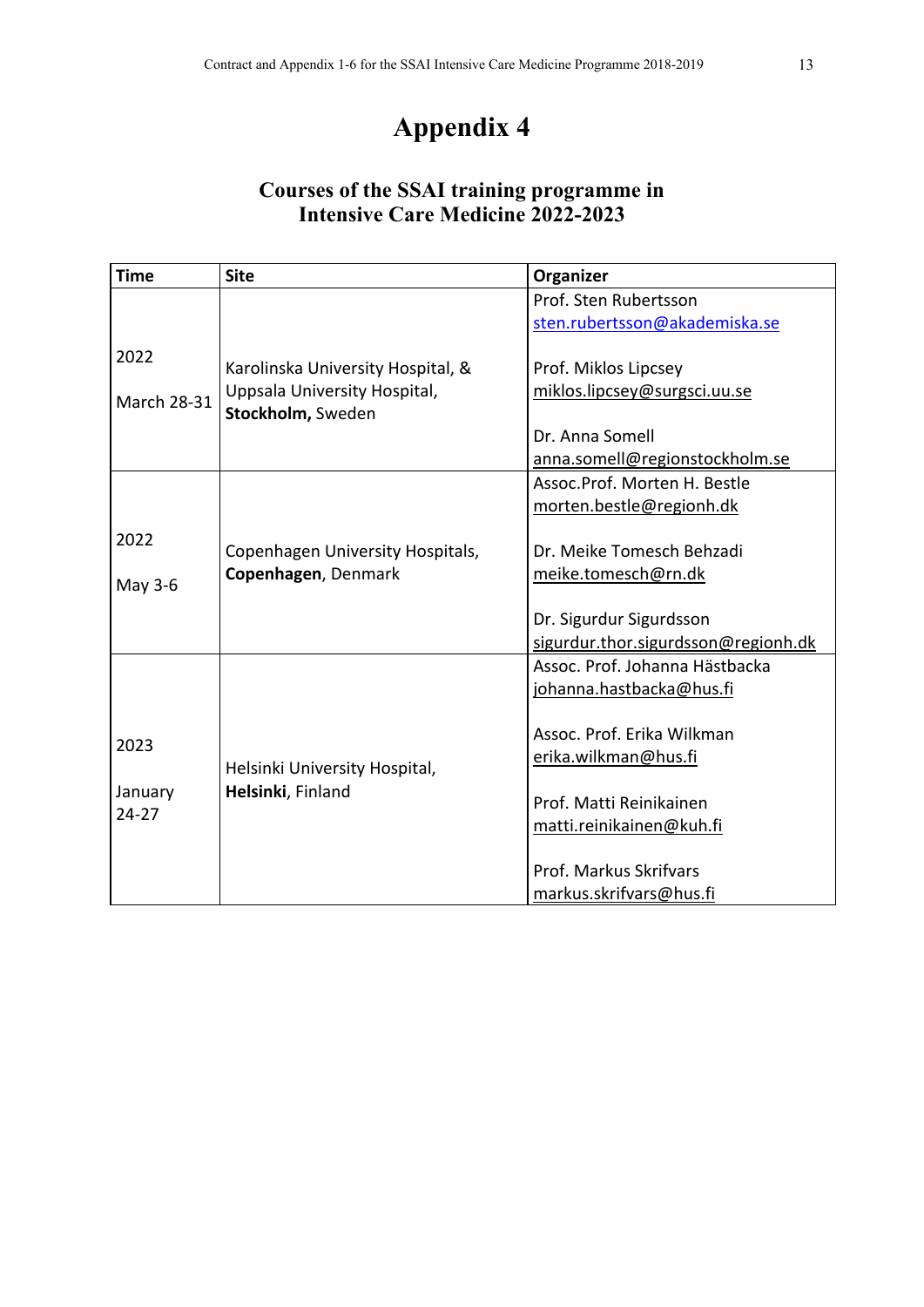# Appendix 4

## Courses of the SSAI training programme in Intensive Care Medicine 2022-2023

| Time | Site | Organizer |
|---|---|---|
| 2022<br><br>March 28-31 | Karolinska University Hospital, & Uppsala University Hospital, **Stockholm,** Sweden | Prof. Sten Rubertsson<br>sten.rubertsson@akademiska.se<br><br>Prof. Miklos Lipcsey<br>miklos.lipcsey@surgsci.uu.se<br><br>Dr. Anna Somell<br>anna.somell@regionstockholm.se |
| 2022<br><br>May 3-6 | Copenhagen University Hospitals, **Copenhagen**, Denmark | Assoc.Prof. Morten H. Bestle<br>morten.bestle@regionh.dk<br><br>Dr. Meike Tomesch Behzadi<br>meike.tomesch@rn.dk<br><br>Dr. Sigurdur Sigurdsson<br>sigurdur.thor.sigurdsson@regionh.dk |
| 2023<br><br>January 24-27 | Helsinki University Hospital, **Helsinki**, Finland | Assoc. Prof. Johanna Hästbacka<br>johanna.hastbacka@hus.fi<br><br>Assoc. Prof. Erika Wilkman<br>erika.wilkman@hus.fi<br><br>Prof. Matti Reinikainen<br>matti.reinikainen@kuh.fi<br><br>Prof. Markus Skrifvars<br>markus.skrifvars@hus.fi |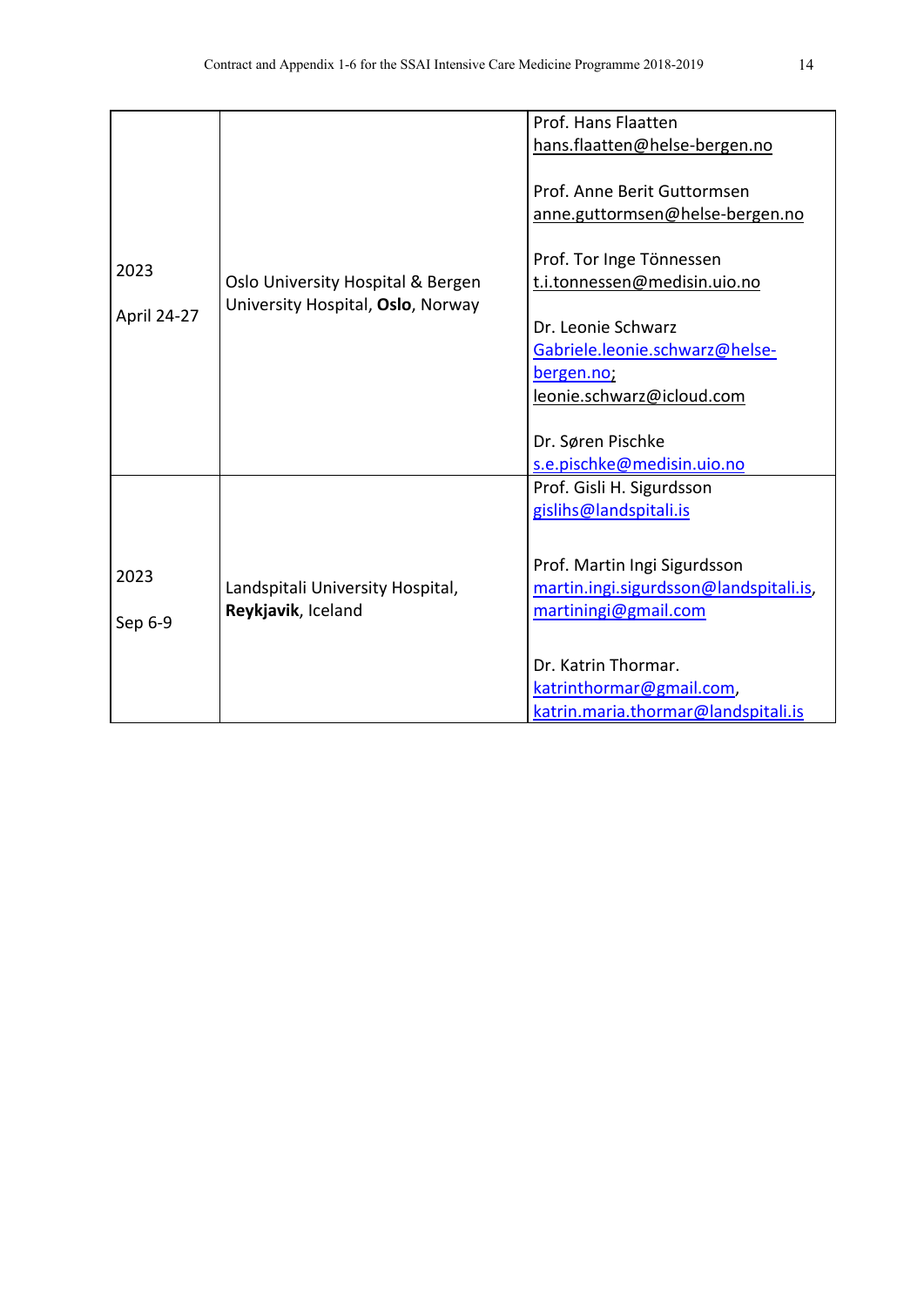| | | |
|---|---|---|
| 2023<br><br>April 24-27 | Oslo University Hospital & Bergen University Hospital, **Oslo**, Norway | Prof. Hans Flaatten<br>hans.flaatten@helse-bergen.no<br><br>Prof. Anne Berit Guttormsen<br>anne.guttormsen@helse-bergen.no<br><br>Prof. Tor Inge Tönnessen<br>t.i.tonnessen@medisin.uio.no<br><br>Dr. Leonie Schwarz<br>Gabriele.leonie.schwarz@helse-bergen.no;<br>leonie.schwarz@icloud.com<br><br>Dr. Søren Pischke<br>s.e.pischke@medisin.uio.no |
| 2023<br><br>Sep 6-9 | Landspitali University Hospital, **Reykjavik**, Iceland | Prof. Gisli H. Sigurdsson<br>gislihs@landspitali.is<br><br>Prof. Martin Ingi Sigurdsson<br>martin.ingi.sigurdsson@landspitali.is, martiningi@gmail.com<br><br>Dr. Katrin Thormar.<br>katrinthormar@gmail.com,<br>katrin.maria.thormar@landspitali.is |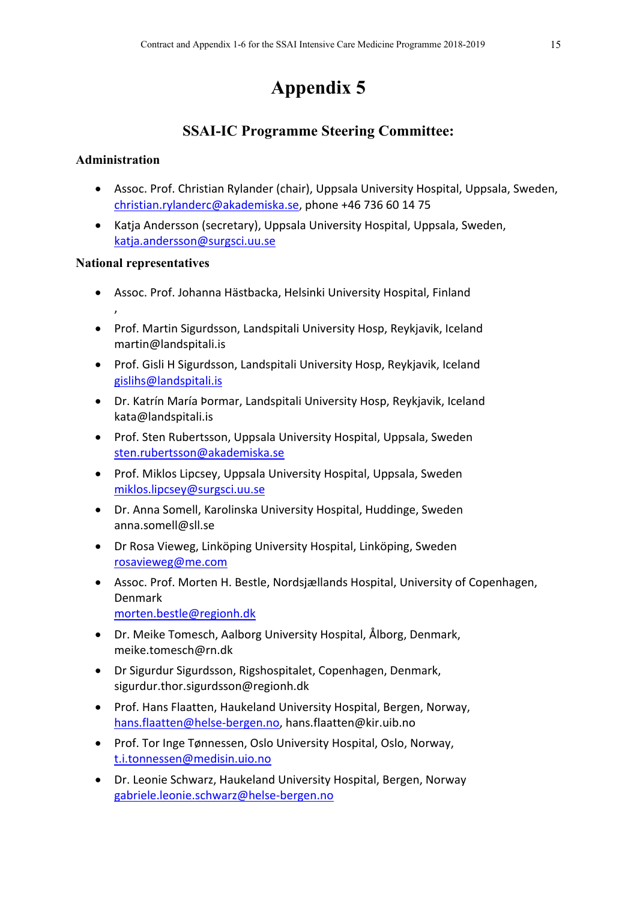# Appendix 5

## SSAI-IC Programme Steering Committee:

### Administration

- Assoc. Prof. Christian Rylander (chair), Uppsala University Hospital, Uppsala, Sweden, christian.rylanderc@akademiska.se, phone +46 736 60 14 75
- Katja Andersson (secretary), Uppsala University Hospital, Uppsala, Sweden, katja.andersson@surgsci.uu.se

### National representatives

- Assoc. Prof. Johanna Hästbacka, Helsinki University Hospital, Finland
  ,
- Prof. Martin Sigurdsson, Landspitali University Hosp, Reykjavik, Iceland martin@landspitali.is
- Prof. Gisli H Sigurdsson, Landspitali University Hosp, Reykjavik, Iceland gislihs@landspitali.is
- Dr. Katrín María Þormar, Landspitali University Hosp, Reykjavik, Iceland kata@landspitali.is
- Prof. Sten Rubertsson, Uppsala University Hospital, Uppsala, Sweden sten.rubertsson@akademiska.se
- Prof. Miklos Lipcsey, Uppsala University Hospital, Uppsala, Sweden miklos.lipcsey@surgsci.uu.se
- Dr. Anna Somell, Karolinska University Hospital, Huddinge, Sweden anna.somell@sll.se
- Dr Rosa Vieweg, Linköping University Hospital, Linköping, Sweden rosavieweg@me.com
- Assoc. Prof. Morten H. Bestle, Nordsjællands Hospital, University of Copenhagen, Denmark
  morten.bestle@regionh.dk
- Dr. Meike Tomesch, Aalborg University Hospital, Ålborg, Denmark, meike.tomesch@rn.dk
- Dr Sigurdur Sigurdsson, Rigshospitalet, Copenhagen, Denmark, sigurdur.thor.sigurdsson@regionh.dk
- Prof. Hans Flaatten, Haukeland University Hospital, Bergen, Norway, hans.flaatten@helse-bergen.no, hans.flaatten@kir.uib.no
- Prof. Tor Inge Tønnessen, Oslo University Hospital, Oslo, Norway, t.i.tonnessen@medisin.uio.no
- Dr. Leonie Schwarz, Haukeland University Hospital, Bergen, Norway gabriele.leonie.schwarz@helse-bergen.no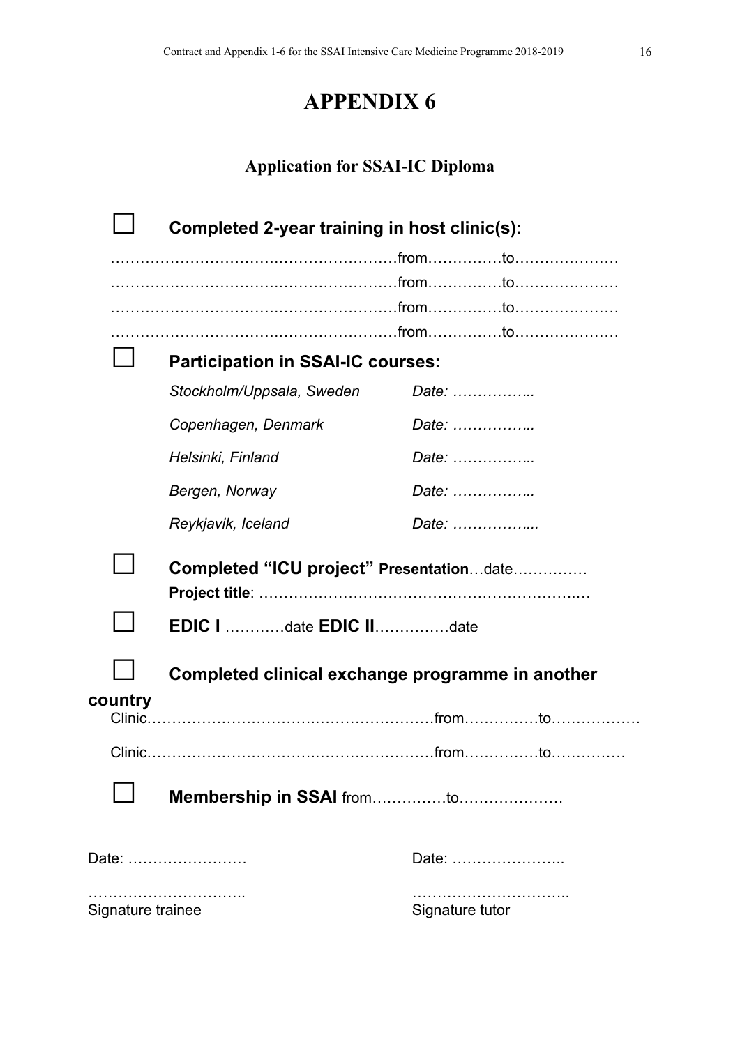# APPENDIX 6

## Application for SSAI-IC Diploma

☐ **Completed 2-year training in host clinic(s):**

………………………….…………………….from……………to…………………

………………………….…………………….from……………to…………………

………………………….…………………….from……………to…………………

………………………….…………………….from……………to…………………

☐ **Participation in SSAI-IC courses:**

| | |
|---|---|
| *Stockholm/Uppsala, Sweden* | *Date: ……………..* |
| *Copenhagen, Denmark* | *Date: ……………..* |
| *Helsinki, Finland* | *Date: ……………..* |
| *Bergen, Norway* | *Date: ……………..* |
| *Reykjavik, Iceland* | *Date: ……………...* |

☐ **Completed "ICU project" Presentation**…date……………

**Project title**: ………………………………………………………….…

☐ **EDIC I** …………date **EDIC II**……………date

☐ **Completed clinical exchange programme in another country**

Clinic……………………………..…………………from……………to………………

Clinic……………………………..…………………from……………to……………

☐ **Membership in SSAI** from……………to…………………

Date: ……………………

…………………………..
Signature trainee

Date: …………………..

…………………………..
Signature tutor